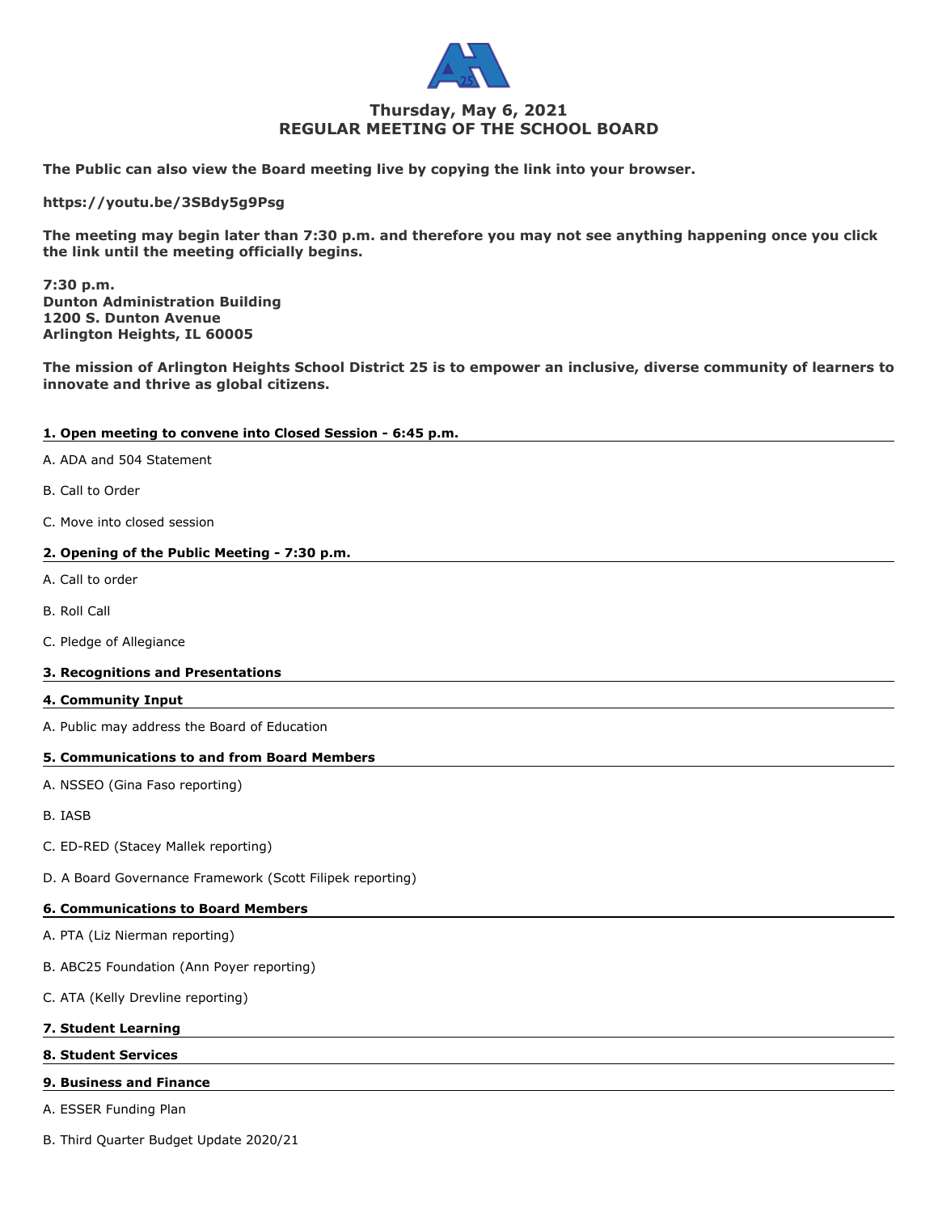# Thursday, May 6, 2021
# REGULAR MEETING OF THE SCHOOL BOARD

**The Public can also view the Board meeting live by copying the link into your browser.**

**https://youtu.be/3SBdy5g9Psg**

**The meeting may begin later than 7:30 p.m. and therefore you may not see anything happening once you click the link until the meeting officially begins.**

**7:30 p.m.**
**Dunton Administration Building**
**1200 S. Dunton Avenue**
**Arlington Heights, IL 60005**

**The mission of Arlington Heights School District 25 is to empower an inclusive, diverse community of learners to innovate and thrive as global citizens.**

## 1. Open meeting to convene into Closed Session - 6:45 p.m.

A. ADA and 504 Statement

B. Call to Order

C. Move into closed session

## 2. Opening of the Public Meeting - 7:30 p.m.

A. Call to order

B. Roll Call

C. Pledge of Allegiance

## 3. Recognitions and Presentations

## 4. Community Input

A. Public may address the Board of Education

## 5. Communications to and from Board Members

A. NSSEO (Gina Faso reporting)

B. IASB

C. ED-RED (Stacey Mallek reporting)

D. A Board Governance Framework (Scott Filipek reporting)

## 6. Communications to Board Members

A. PTA (Liz Nierman reporting)

B. ABC25 Foundation (Ann Poyer reporting)

C. ATA (Kelly Drevline reporting)

## 7. Student Learning

## 8. Student Services

## 9. Business and Finance

A. ESSER Funding Plan

B. Third Quarter Budget Update 2020/21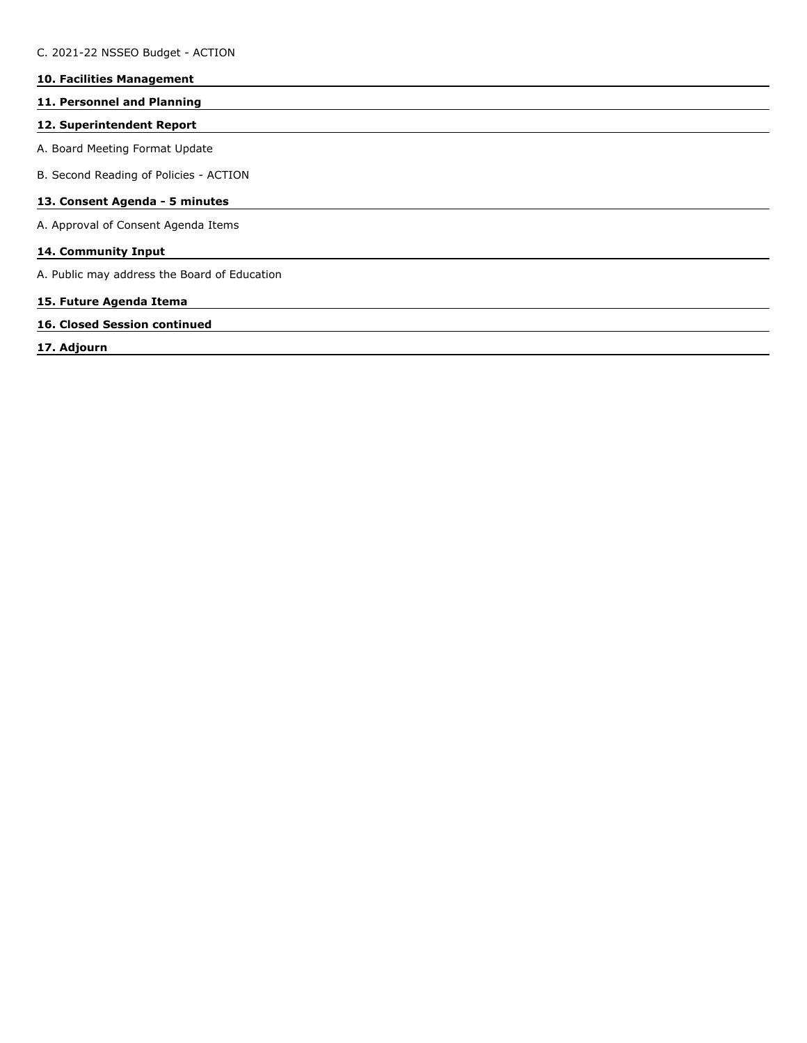C. 2021-22 NSSEO Budget - ACTION

**10. Facilities Management**

**11. Personnel and Planning**

**12. Superintendent Report**

A. Board Meeting Format Update

B. Second Reading of Policies - ACTION

**13. Consent Agenda - 5 minutes**

A. Approval of Consent Agenda Items

**14. Community Input**

A. Public may address the Board of Education

**15. Future Agenda Itema**

**16. Closed Session continued**

**17. Adjourn**